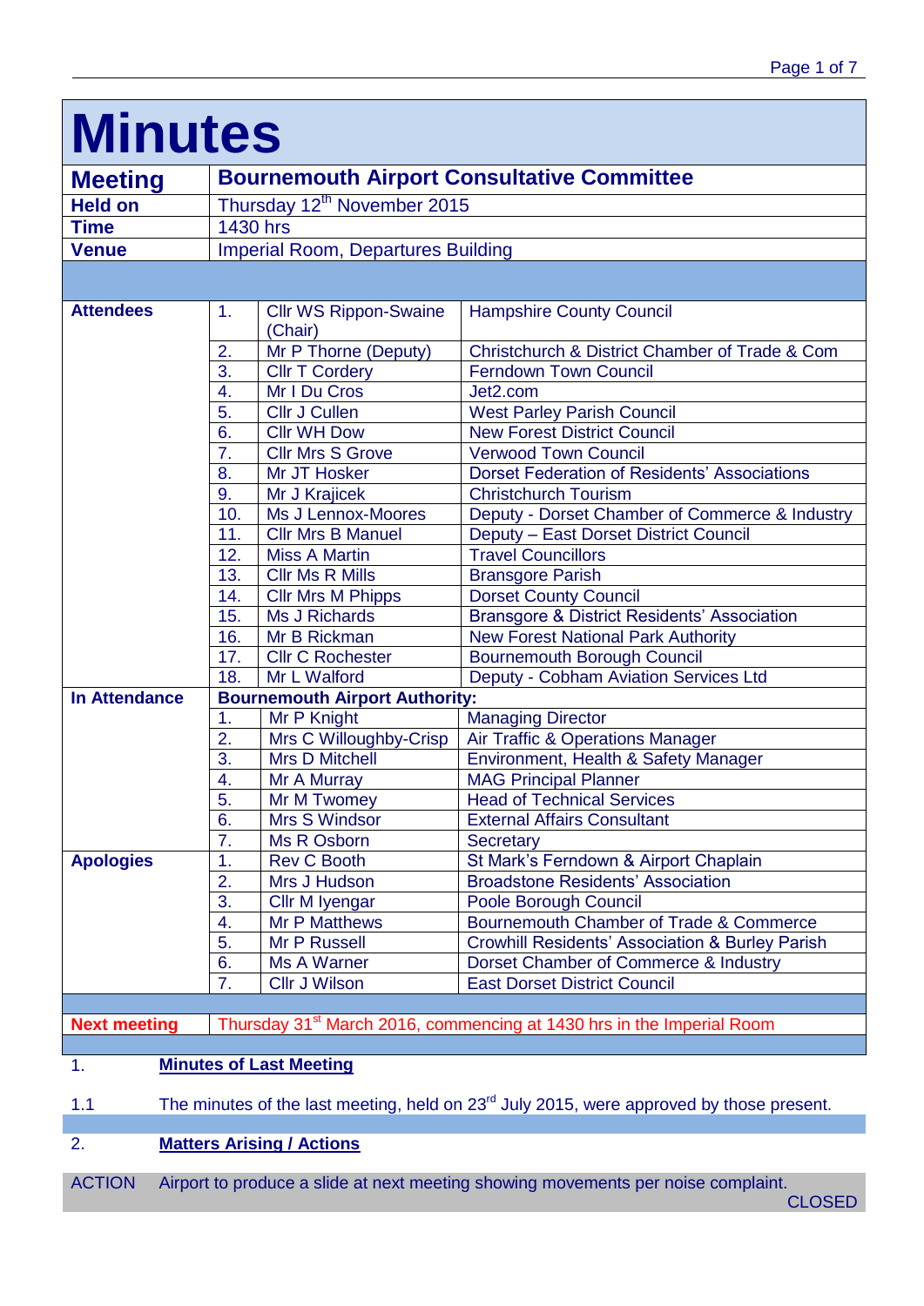# Minutes

| | | |
|---|---|---|
| **Meeting** | **Bournemouth Airport Consultative Committee** | |
| **Held on** | Thursday 12th November 2015 | |
| **Time** | 1430 hrs | |
| **Venue** | Imperial Room, Departures Building | |

| | | | |
|---|---|---|---|
| **Attendees** | 1. | Cllr WS Rippon-Swaine (Chair) | Hampshire County Council |
| | 2. | Mr P Thorne (Deputy) | Christchurch & District Chamber of Trade & Com |
| | 3. | Cllr T Cordery | Ferndown Town Council |
| | 4. | Mr I Du Cros | Jet2.com |
| | 5. | Cllr J Cullen | West Parley Parish Council |
| | 6. | Cllr WH Dow | New Forest District Council |
| | 7. | Cllr Mrs S Grove | Verwood Town Council |
| | 8. | Mr JT Hosker | Dorset Federation of Residents' Associations |
| | 9. | Mr J Krajicek | Christchurch Tourism |
| | 10. | Ms J Lennox-Moores | Deputy - Dorset Chamber of Commerce & Industry |
| | 11. | Cllr Mrs B Manuel | Deputy – East Dorset District Council |
| | 12. | Miss A Martin | Travel Councillors |
| | 13. | Cllr Ms R Mills | Bransgore Parish |
| | 14. | Cllr Mrs M Phipps | Dorset County Council |
| | 15. | Ms J Richards | Bransgore & District Residents' Association |
| | 16. | Mr B Rickman | New Forest National Park Authority |
| | 17. | Cllr C Rochester | Bournemouth Borough Council |
| | 18. | Mr L Walford | Deputy - Cobham Aviation Services Ltd |
| **In Attendance** | **Bournemouth Airport Authority:** | | |
| | 1. | Mr P Knight | Managing Director |
| | 2. | Mrs C Willoughby-Crisp | Air Traffic & Operations Manager |
| | 3. | Mrs D Mitchell | Environment, Health & Safety Manager |
| | 4. | Mr A Murray | MAG Principal Planner |
| | 5. | Mr M Twomey | Head of Technical Services |
| | 6. | Mrs S Windsor | External Affairs Consultant |
| | 7. | Ms R Osborn | Secretary |
| **Apologies** | 1. | Rev C Booth | St Mark's Ferndown & Airport Chaplain |
| | 2. | Mrs J Hudson | Broadstone Residents' Association |
| | 3. | Cllr M Iyengar | Poole Borough Council |
| | 4. | Mr P Matthews | Bournemouth Chamber of Trade & Commerce |
| | 5. | Mr P Russell | Crowhill Residents' Association & Burley Parish |
| | 6. | Ms A Warner | Dorset Chamber of Commerce & Industry |
| | 7. | Cllr J Wilson | East Dorset District Council |

**Next meeting** Thursday 31st March 2016, commencing at 1430 hrs in the Imperial Room

1. **Minutes of Last Meeting**

1.1 The minutes of the last meeting, held on 23rd July 2015, were approved by those present.

2. **Matters Arising / Actions**

ACTION Airport to produce a slide at next meeting showing movements per noise complaint.
CLOSED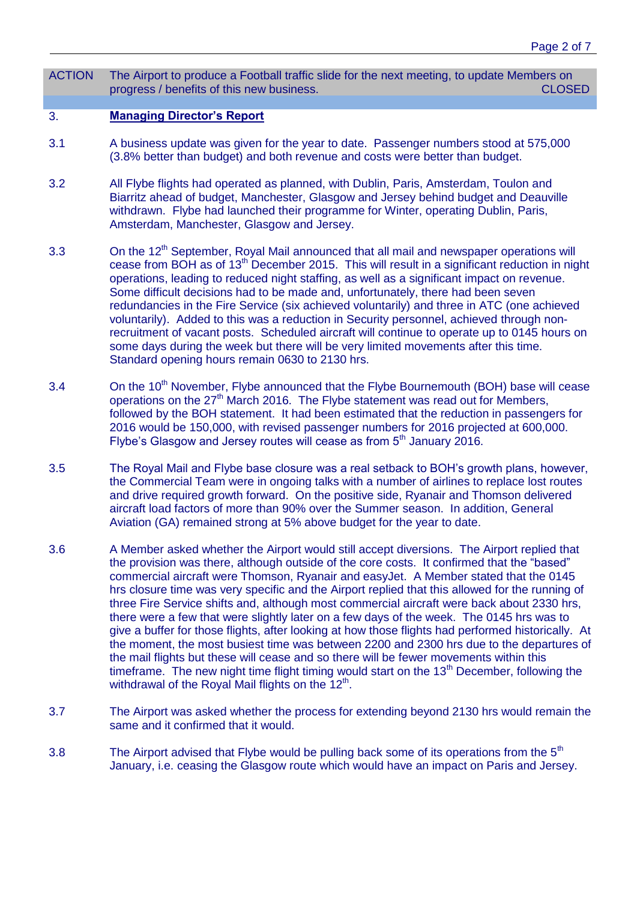| ACTION | The Airport to produce a Football traffic slide for the next meeting, to update Members on progress / benefits of this new business. CLOSED |
| --- | --- |

## 3. Managing Director's Report

3.1 A business update was given for the year to date. Passenger numbers stood at 575,000 (3.8% better than budget) and both revenue and costs were better than budget.

3.2 All Flybe flights had operated as planned, with Dublin, Paris, Amsterdam, Toulon and Biarritz ahead of budget, Manchester, Glasgow and Jersey behind budget and Deauville withdrawn. Flybe had launched their programme for Winter, operating Dublin, Paris, Amsterdam, Manchester, Glasgow and Jersey.

3.3 On the 12th September, Royal Mail announced that all mail and newspaper operations will cease from BOH as of 13th December 2015. This will result in a significant reduction in night operations, leading to reduced night staffing, as well as a significant impact on revenue. Some difficult decisions had to be made and, unfortunately, there had been seven redundancies in the Fire Service (six achieved voluntarily) and three in ATC (one achieved voluntarily). Added to this was a reduction in Security personnel, achieved through non-recruitment of vacant posts. Scheduled aircraft will continue to operate up to 0145 hours on some days during the week but there will be very limited movements after this time. Standard opening hours remain 0630 to 2130 hrs.

3.4 On the 10th November, Flybe announced that the Flybe Bournemouth (BOH) base will cease operations on the 27th March 2016. The Flybe statement was read out for Members, followed by the BOH statement. It had been estimated that the reduction in passengers for 2016 would be 150,000, with revised passenger numbers for 2016 projected at 600,000. Flybe's Glasgow and Jersey routes will cease as from 5th January 2016.

3.5 The Royal Mail and Flybe base closure was a real setback to BOH's growth plans, however, the Commercial Team were in ongoing talks with a number of airlines to replace lost routes and drive required growth forward. On the positive side, Ryanair and Thomson delivered aircraft load factors of more than 90% over the Summer season. In addition, General Aviation (GA) remained strong at 5% above budget for the year to date.

3.6 A Member asked whether the Airport would still accept diversions. The Airport replied that the provision was there, although outside of the core costs. It confirmed that the "based" commercial aircraft were Thomson, Ryanair and easyJet. A Member stated that the 0145 hrs closure time was very specific and the Airport replied that this allowed for the running of three Fire Service shifts and, although most commercial aircraft were back about 2330 hrs, there were a few that were slightly later on a few days of the week. The 0145 hrs was to give a buffer for those flights, after looking at how those flights had performed historically. At the moment, the most busiest time was between 2200 and 2300 hrs due to the departures of the mail flights but these will cease and so there will be fewer movements within this timeframe. The new night time flight timing would start on the 13th December, following the withdrawal of the Royal Mail flights on the 12th.

3.7 The Airport was asked whether the process for extending beyond 2130 hrs would remain the same and it confirmed that it would.

3.8 The Airport advised that Flybe would be pulling back some of its operations from the 5th January, i.e. ceasing the Glasgow route which would have an impact on Paris and Jersey.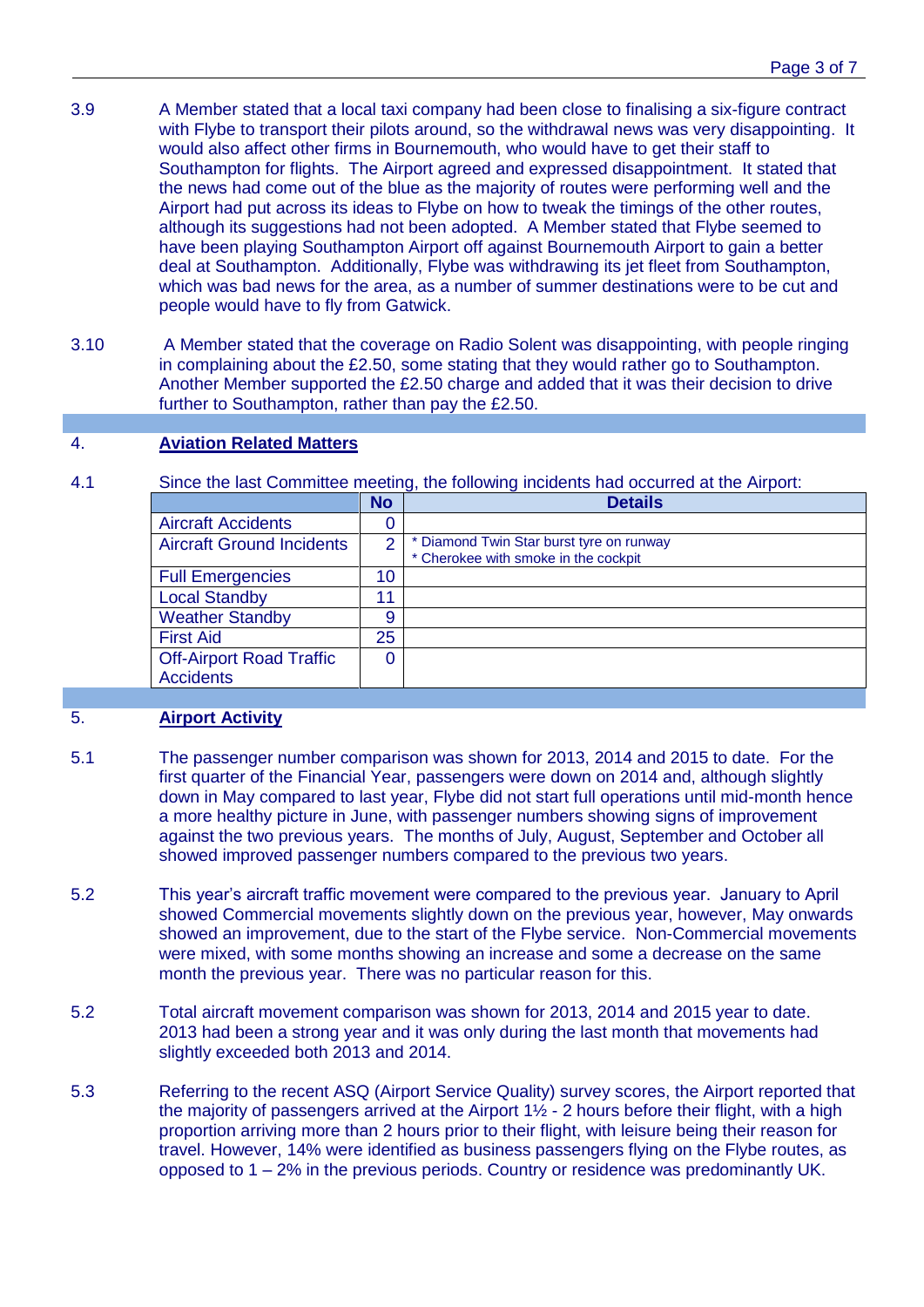3.9 A Member stated that a local taxi company had been close to finalising a six-figure contract with Flybe to transport their pilots around, so the withdrawal news was very disappointing. It would also affect other firms in Bournemouth, who would have to get their staff to Southampton for flights. The Airport agreed and expressed disappointment. It stated that the news had come out of the blue as the majority of routes were performing well and the Airport had put across its ideas to Flybe on how to tweak the timings of the other routes, although its suggestions had not been adopted. A Member stated that Flybe seemed to have been playing Southampton Airport off against Bournemouth Airport to gain a better deal at Southampton. Additionally, Flybe was withdrawing its jet fleet from Southampton, which was bad news for the area, as a number of summer destinations were to be cut and people would have to fly from Gatwick.

3.10 A Member stated that the coverage on Radio Solent was disappointing, with people ringing in complaining about the £2.50, some stating that they would rather go to Southampton. Another Member supported the £2.50 charge and added that it was their decision to drive further to Southampton, rather than pay the £2.50.

## 4. Aviation Related Matters

4.1 Since the last Committee meeting, the following incidents had occurred at the Airport:

| | No | Details |
|---|---|---|
| Aircraft Accidents | 0 | |
| Aircraft Ground Incidents | 2 | * Diamond Twin Star burst tyre on runway<br>* Cherokee with smoke in the cockpit |
| Full Emergencies | 10 | |
| Local Standby | 11 | |
| Weather Standby | 9 | |
| First Aid | 25 | |
| Off-Airport Road Traffic Accidents | 0 | |

## 5. Airport Activity

5.1 The passenger number comparison was shown for 2013, 2014 and 2015 to date. For the first quarter of the Financial Year, passengers were down on 2014 and, although slightly down in May compared to last year, Flybe did not start full operations until mid-month hence a more healthy picture in June, with passenger numbers showing signs of improvement against the two previous years. The months of July, August, September and October all showed improved passenger numbers compared to the previous two years.

5.2 This year's aircraft traffic movement were compared to the previous year. January to April showed Commercial movements slightly down on the previous year, however, May onwards showed an improvement, due to the start of the Flybe service. Non-Commercial movements were mixed, with some months showing an increase and some a decrease on the same month the previous year. There was no particular reason for this.

5.2 Total aircraft movement comparison was shown for 2013, 2014 and 2015 year to date. 2013 had been a strong year and it was only during the last month that movements had slightly exceeded both 2013 and 2014.

5.3 Referring to the recent ASQ (Airport Service Quality) survey scores, the Airport reported that the majority of passengers arrived at the Airport 1½ - 2 hours before their flight, with a high proportion arriving more than 2 hours prior to their flight, with leisure being their reason for travel. However, 14% were identified as business passengers flying on the Flybe routes, as opposed to 1 – 2% in the previous periods. Country or residence was predominantly UK.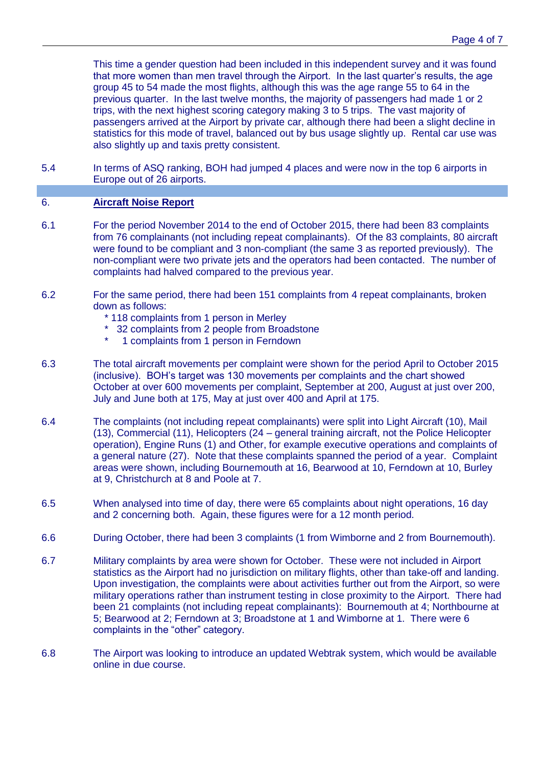This time a gender question had been included in this independent survey and it was found that more women than men travel through the Airport. In the last quarter's results, the age group 45 to 54 made the most flights, although this was the age range 55 to 64 in the previous quarter. In the last twelve months, the majority of passengers had made 1 or 2 trips, with the next highest scoring category making 3 to 5 trips. The vast majority of passengers arrived at the Airport by private car, although there had been a slight decline in statistics for this mode of travel, balanced out by bus usage slightly up. Rental car use was also slightly up and taxis pretty consistent.

5.4 In terms of ASQ ranking, BOH had jumped 4 places and were now in the top 6 airports in Europe out of 26 airports.

## 6. Aircraft Noise Report

6.1 For the period November 2014 to the end of October 2015, there had been 83 complaints from 76 complainants (not including repeat complainants). Of the 83 complaints, 80 aircraft were found to be compliant and 3 non-compliant (the same 3 as reported previously). The non-compliant were two private jets and the operators had been contacted. The number of complaints had halved compared to the previous year.

6.2 For the same period, there had been 151 complaints from 4 repeat complainants, broken down as follows:

* 118 complaints from 1 person in Merley
* 32 complaints from 2 people from Broadstone
* 1 complaints from 1 person in Ferndown

6.3 The total aircraft movements per complaint were shown for the period April to October 2015 (inclusive). BOH's target was 130 movements per complaints and the chart showed October at over 600 movements per complaint, September at 200, August at just over 200, July and June both at 175, May at just over 400 and April at 175.

6.4 The complaints (not including repeat complainants) were split into Light Aircraft (10), Mail (13), Commercial (11), Helicopters (24 – general training aircraft, not the Police Helicopter operation), Engine Runs (1) and Other, for example executive operations and complaints of a general nature (27). Note that these complaints spanned the period of a year. Complaint areas were shown, including Bournemouth at 16, Bearwood at 10, Ferndown at 10, Burley at 9, Christchurch at 8 and Poole at 7.

6.5 When analysed into time of day, there were 65 complaints about night operations, 16 day and 2 concerning both. Again, these figures were for a 12 month period.

6.6 During October, there had been 3 complaints (1 from Wimborne and 2 from Bournemouth).

6.7 Military complaints by area were shown for October. These were not included in Airport statistics as the Airport had no jurisdiction on military flights, other than take-off and landing. Upon investigation, the complaints were about activities further out from the Airport, so were military operations rather than instrument testing in close proximity to the Airport. There had been 21 complaints (not including repeat complainants): Bournemouth at 4; Northbourne at 5; Bearwood at 2; Ferndown at 3; Broadstone at 1 and Wimborne at 1. There were 6 complaints in the "other" category.

6.8 The Airport was looking to introduce an updated Webtrak system, which would be available online in due course.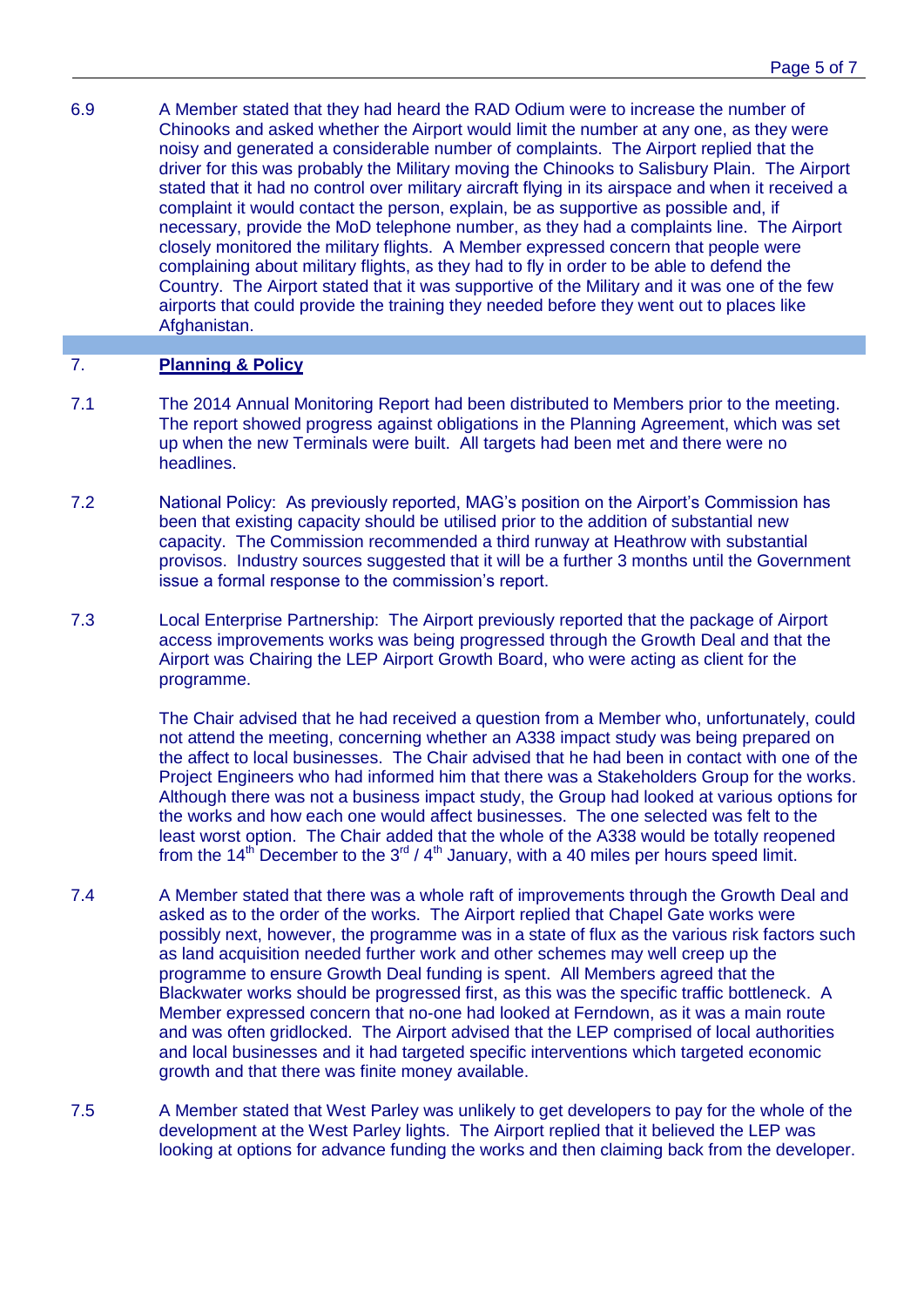6.9 A Member stated that they had heard the RAD Odium were to increase the number of Chinooks and asked whether the Airport would limit the number at any one, as they were noisy and generated a considerable number of complaints. The Airport replied that the driver for this was probably the Military moving the Chinooks to Salisbury Plain. The Airport stated that it had no control over military aircraft flying in its airspace and when it received a complaint it would contact the person, explain, be as supportive as possible and, if necessary, provide the MoD telephone number, as they had a complaints line. The Airport closely monitored the military flights. A Member expressed concern that people were complaining about military flights, as they had to fly in order to be able to defend the Country. The Airport stated that it was supportive of the Military and it was one of the few airports that could provide the training they needed before they went out to places like Afghanistan.

## 7. **Planning & Policy**

7.1 The 2014 Annual Monitoring Report had been distributed to Members prior to the meeting. The report showed progress against obligations in the Planning Agreement, which was set up when the new Terminals were built. All targets had been met and there were no headlines.

7.2 National Policy: As previously reported, MAG's position on the Airport's Commission has been that existing capacity should be utilised prior to the addition of substantial new capacity. The Commission recommended a third runway at Heathrow with substantial provisos. Industry sources suggested that it will be a further 3 months until the Government issue a formal response to the commission's report.

7.3 Local Enterprise Partnership: The Airport previously reported that the package of Airport access improvements works was being progressed through the Growth Deal and that the Airport was Chairing the LEP Airport Growth Board, who were acting as client for the programme.

The Chair advised that he had received a question from a Member who, unfortunately, could not attend the meeting, concerning whether an A338 impact study was being prepared on the affect to local businesses. The Chair advised that he had been in contact with one of the Project Engineers who had informed him that there was a Stakeholders Group for the works. Although there was not a business impact study, the Group had looked at various options for the works and how each one would affect businesses. The one selected was felt to the least worst option. The Chair added that the whole of the A338 would be totally reopened from the 14th December to the 3rd / 4th January, with a 40 miles per hours speed limit.

7.4 A Member stated that there was a whole raft of improvements through the Growth Deal and asked as to the order of the works. The Airport replied that Chapel Gate works were possibly next, however, the programme was in a state of flux as the various risk factors such as land acquisition needed further work and other schemes may well creep up the programme to ensure Growth Deal funding is spent. All Members agreed that the Blackwater works should be progressed first, as this was the specific traffic bottleneck. A Member expressed concern that no-one had looked at Ferndown, as it was a main route and was often gridlocked. The Airport advised that the LEP comprised of local authorities and local businesses and it had targeted specific interventions which targeted economic growth and that there was finite money available.

7.5 A Member stated that West Parley was unlikely to get developers to pay for the whole of the development at the West Parley lights. The Airport replied that it believed the LEP was looking at options for advance funding the works and then claiming back from the developer.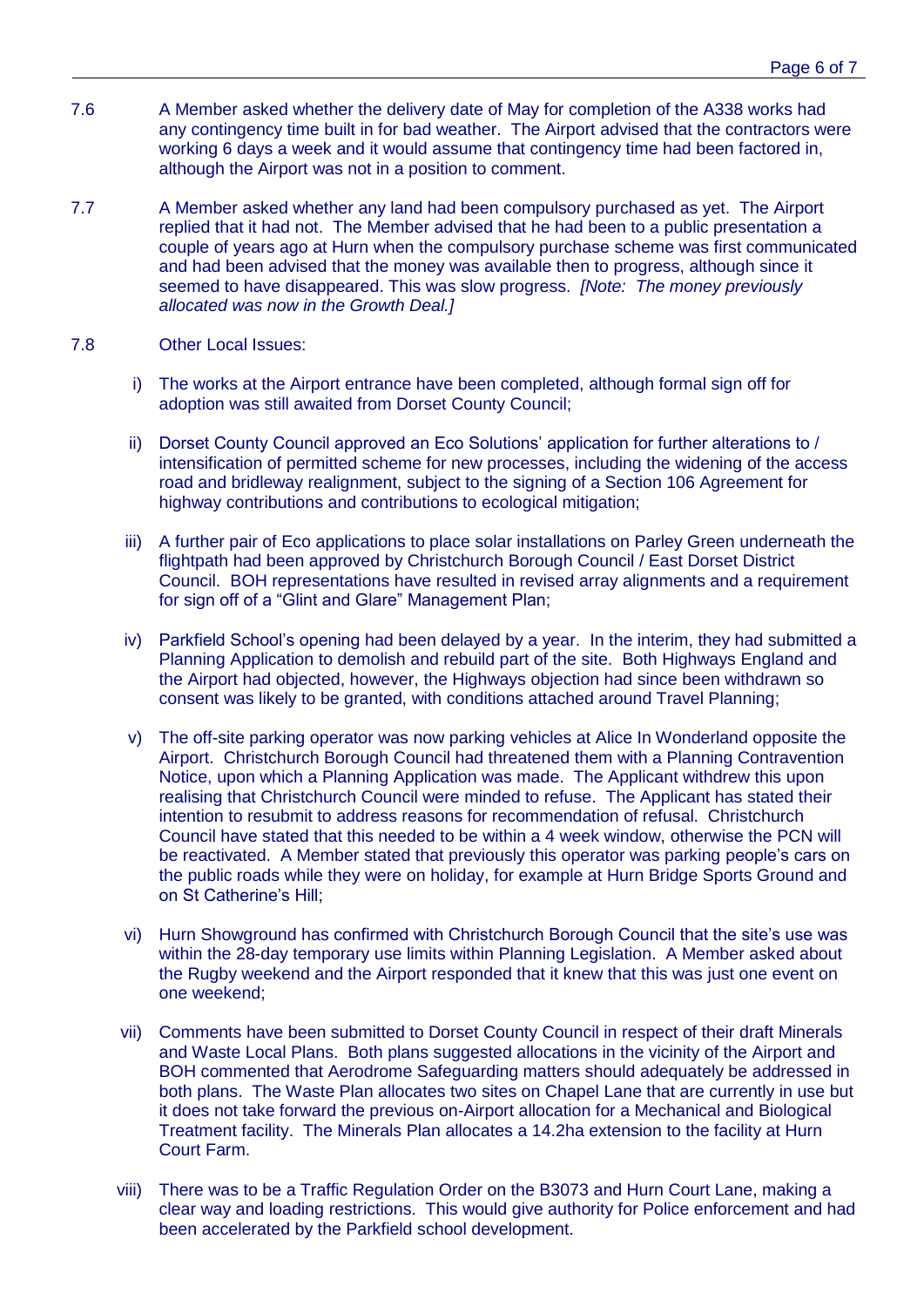7.6 A Member asked whether the delivery date of May for completion of the A338 works had any contingency time built in for bad weather. The Airport advised that the contractors were working 6 days a week and it would assume that contingency time had been factored in, although the Airport was not in a position to comment.

7.7 A Member asked whether any land had been compulsory purchased as yet. The Airport replied that it had not. The Member advised that he had been to a public presentation a couple of years ago at Hurn when the compulsory purchase scheme was first communicated and had been advised that the money was available then to progress, although since it seemed to have disappeared. This was slow progress. *[Note: The money previously allocated was now in the Growth Deal.]*

7.8 Other Local Issues:

i) The works at the Airport entrance have been completed, although formal sign off for adoption was still awaited from Dorset County Council;

ii) Dorset County Council approved an Eco Solutions' application for further alterations to / intensification of permitted scheme for new processes, including the widening of the access road and bridleway realignment, subject to the signing of a Section 106 Agreement for highway contributions and contributions to ecological mitigation;

iii) A further pair of Eco applications to place solar installations on Parley Green underneath the flightpath had been approved by Christchurch Borough Council / East Dorset District Council. BOH representations have resulted in revised array alignments and a requirement for sign off of a "Glint and Glare" Management Plan;

iv) Parkfield School's opening had been delayed by a year. In the interim, they had submitted a Planning Application to demolish and rebuild part of the site. Both Highways England and the Airport had objected, however, the Highways objection had since been withdrawn so consent was likely to be granted, with conditions attached around Travel Planning;

v) The off-site parking operator was now parking vehicles at Alice In Wonderland opposite the Airport. Christchurch Borough Council had threatened them with a Planning Contravention Notice, upon which a Planning Application was made. The Applicant withdrew this upon realising that Christchurch Council were minded to refuse. The Applicant has stated their intention to resubmit to address reasons for recommendation of refusal. Christchurch Council have stated that this needed to be within a 4 week window, otherwise the PCN will be reactivated. A Member stated that previously this operator was parking people's cars on the public roads while they were on holiday, for example at Hurn Bridge Sports Ground and on St Catherine's Hill;

vi) Hurn Showground has confirmed with Christchurch Borough Council that the site's use was within the 28-day temporary use limits within Planning Legislation. A Member asked about the Rugby weekend and the Airport responded that it knew that this was just one event on one weekend;

vii) Comments have been submitted to Dorset County Council in respect of their draft Minerals and Waste Local Plans. Both plans suggested allocations in the vicinity of the Airport and BOH commented that Aerodrome Safeguarding matters should adequately be addressed in both plans. The Waste Plan allocates two sites on Chapel Lane that are currently in use but it does not take forward the previous on-Airport allocation for a Mechanical and Biological Treatment facility. The Minerals Plan allocates a 14.2ha extension to the facility at Hurn Court Farm.

viii) There was to be a Traffic Regulation Order on the B3073 and Hurn Court Lane, making a clear way and loading restrictions. This would give authority for Police enforcement and had been accelerated by the Parkfield school development.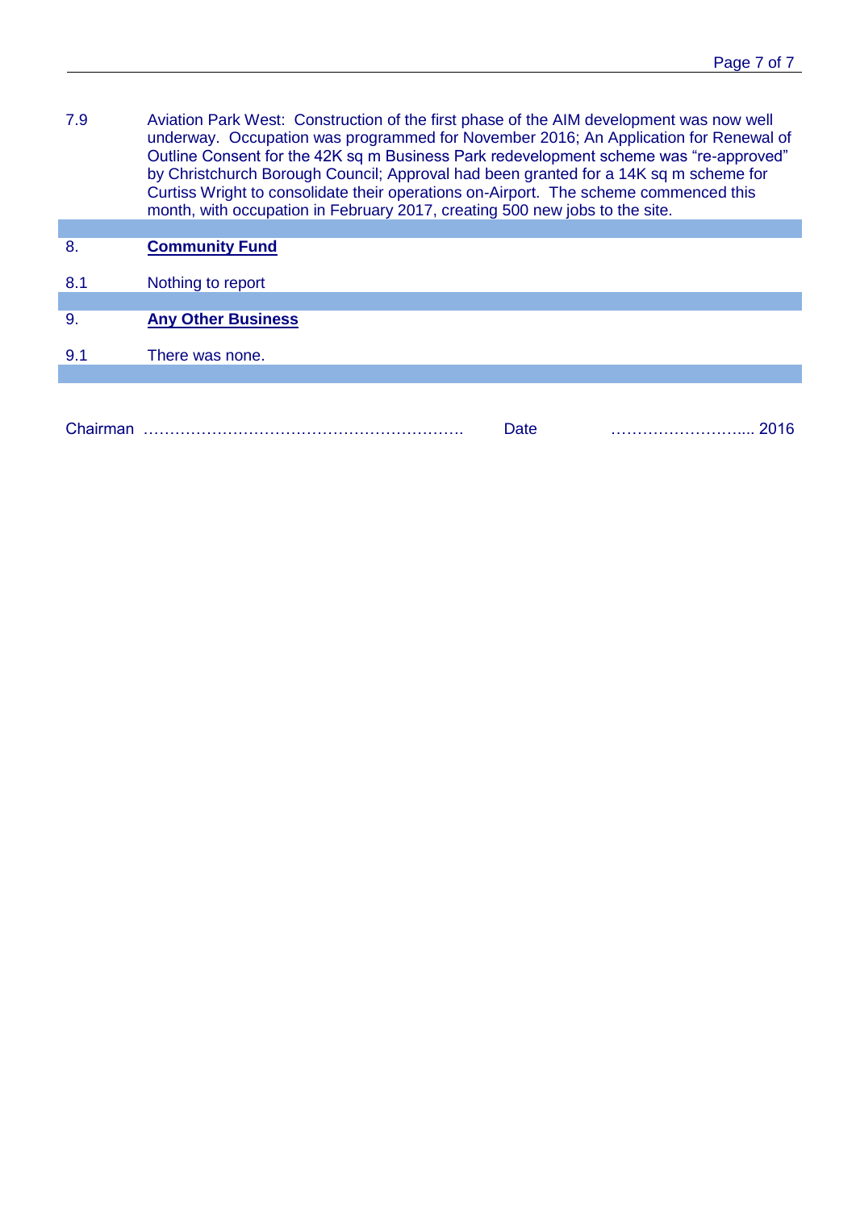7.9 Aviation Park West: Construction of the first phase of the AIM development was now well underway. Occupation was programmed for November 2016; An Application for Renewal of Outline Consent for the 42K sq m Business Park redevelopment scheme was "re-approved" by Christchurch Borough Council; Approval had been granted for a 14K sq m scheme for Curtiss Wright to consolidate their operations on-Airport. The scheme commenced this month, with occupation in February 2017, creating 500 new jobs to the site.

## 8. **Community Fund**

8.1 Nothing to report

## 9. **Any Other Business**

9.1 There was none.

Chairman …………………………………………………. Date ……………………... 2016